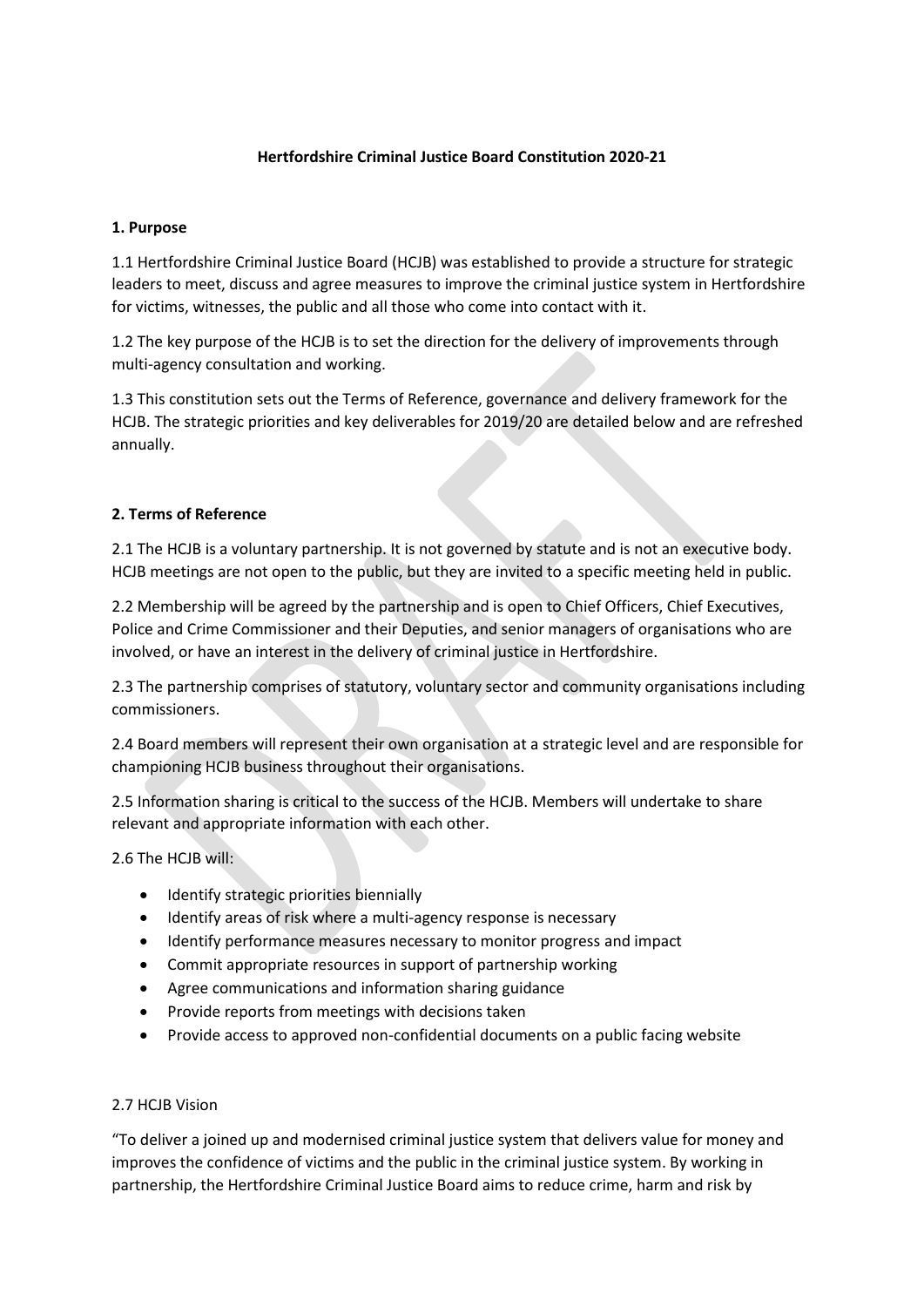**Hertfordshire Criminal Justice Board Constitution 2020-21**

**1. Purpose**

1.1 Hertfordshire Criminal Justice Board (HCJB) was established to provide a structure for strategic leaders to meet, discuss and agree measures to improve the criminal justice system in Hertfordshire for victims, witnesses, the public and all those who come into contact with it.

1.2 The key purpose of the HCJB is to set the direction for the delivery of improvements through multi-agency consultation and working.

1.3 This constitution sets out the Terms of Reference, governance and delivery framework for the HCJB. The strategic priorities and key deliverables for 2019/20 are detailed below and are refreshed annually.

**2. Terms of Reference**

2.1 The HCJB is a voluntary partnership. It is not governed by statute and is not an executive body. HCJB meetings are not open to the public, but they are invited to a specific meeting held in public.

2.2 Membership will be agreed by the partnership and is open to Chief Officers, Chief Executives, Police and Crime Commissioner and their Deputies, and senior managers of organisations who are involved, or have an interest in the delivery of criminal justice in Hertfordshire.

2.3 The partnership comprises of statutory, voluntary sector and community organisations including commissioners.

2.4 Board members will represent their own organisation at a strategic level and are responsible for championing HCJB business throughout their organisations.

2.5 Information sharing is critical to the success of the HCJB. Members will undertake to share relevant and appropriate information with each other.

2.6 The HCJB will:

- Identify strategic priorities biennially
- Identify areas of risk where a multi-agency response is necessary
- Identify performance measures necessary to monitor progress and impact
- Commit appropriate resources in support of partnership working
- Agree communications and information sharing guidance
- Provide reports from meetings with decisions taken
- Provide access to approved non-confidential documents on a public facing website

2.7 HCJB Vision

"To deliver a joined up and modernised criminal justice system that delivers value for money and improves the confidence of victims and the public in the criminal justice system. By working in partnership, the Hertfordshire Criminal Justice Board aims to reduce crime, harm and risk by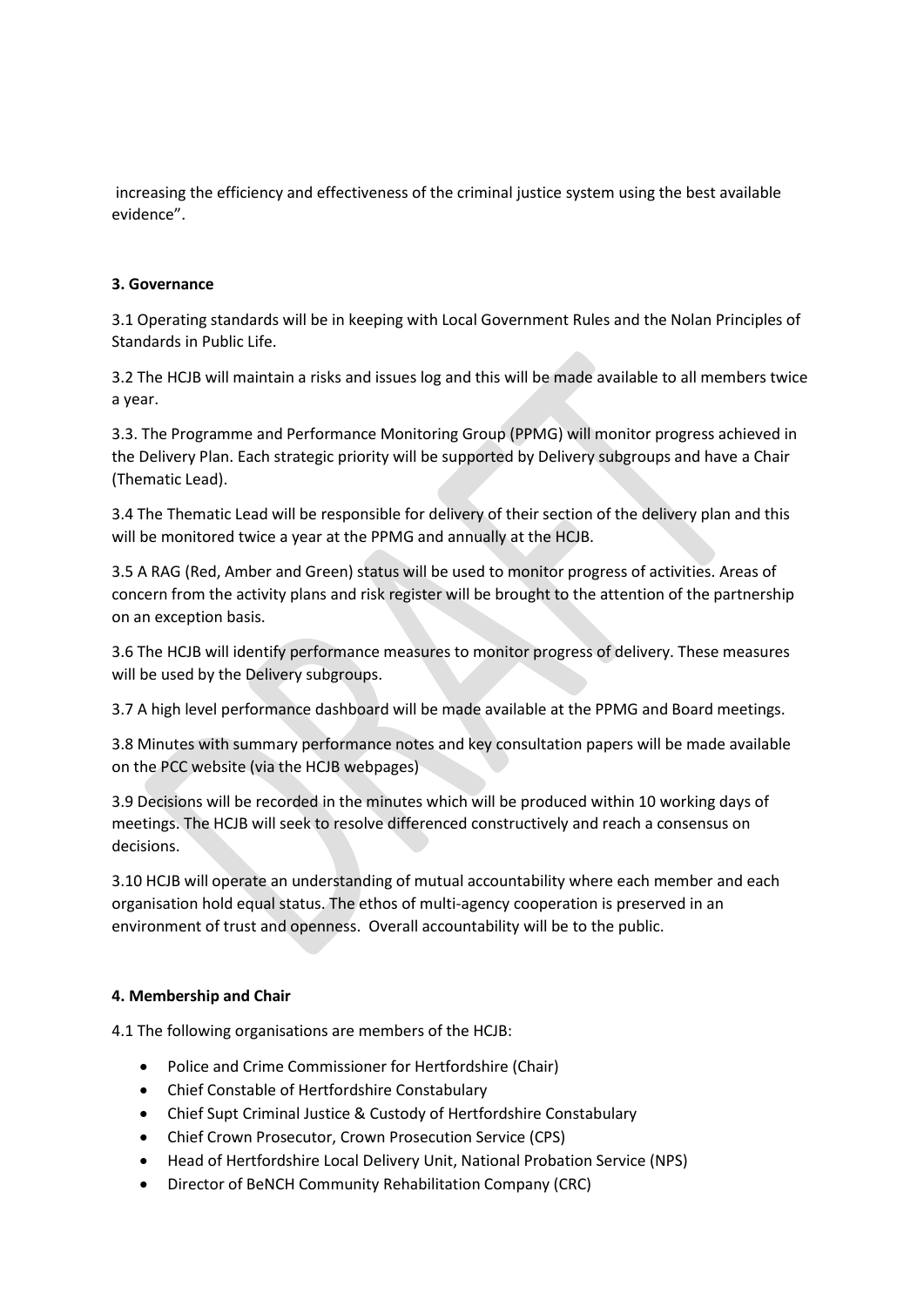increasing the efficiency and effectiveness of the criminal justice system using the best available evidence".

**3. Governance**

3.1 Operating standards will be in keeping with Local Government Rules and the Nolan Principles of Standards in Public Life.

3.2 The HCJB will maintain a risks and issues log and this will be made available to all members twice a year.

3.3. The Programme and Performance Monitoring Group (PPMG) will monitor progress achieved in the Delivery Plan. Each strategic priority will be supported by Delivery subgroups and have a Chair (Thematic Lead).

3.4 The Thematic Lead will be responsible for delivery of their section of the delivery plan and this will be monitored twice a year at the PPMG and annually at the HCJB.

3.5 A RAG (Red, Amber and Green) status will be used to monitor progress of activities. Areas of concern from the activity plans and risk register will be brought to the attention of the partnership on an exception basis.

3.6 The HCJB will identify performance measures to monitor progress of delivery. These measures will be used by the Delivery subgroups.

3.7 A high level performance dashboard will be made available at the PPMG and Board meetings.

3.8 Minutes with summary performance notes and key consultation papers will be made available on the PCC website (via the HCJB webpages)

3.9 Decisions will be recorded in the minutes which will be produced within 10 working days of meetings. The HCJB will seek to resolve differenced constructively and reach a consensus on decisions.

3.10 HCJB will operate an understanding of mutual accountability where each member and each organisation hold equal status. The ethos of multi-agency cooperation is preserved in an environment of trust and openness. Overall accountability will be to the public.

**4. Membership and Chair**

4.1 The following organisations are members of the HCJB:

- Police and Crime Commissioner for Hertfordshire (Chair)
- Chief Constable of Hertfordshire Constabulary
- Chief Supt Criminal Justice & Custody of Hertfordshire Constabulary
- Chief Crown Prosecutor, Crown Prosecution Service (CPS)
- Head of Hertfordshire Local Delivery Unit, National Probation Service (NPS)
- Director of BeNCH Community Rehabilitation Company (CRC)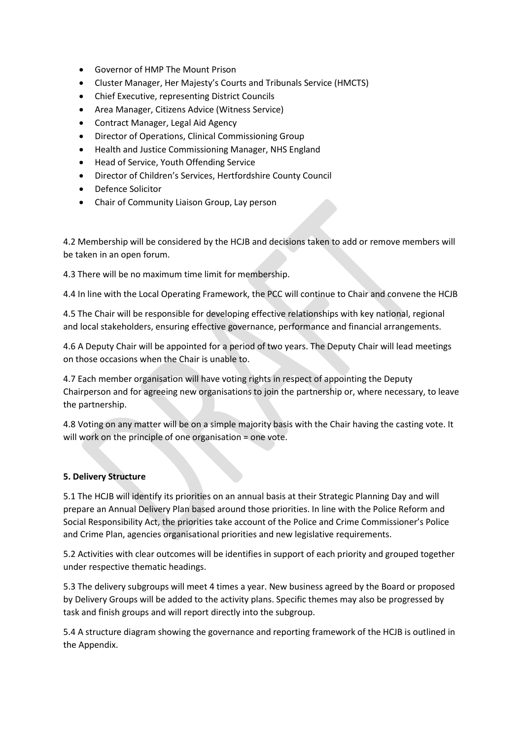- Governor of HMP The Mount Prison
- Cluster Manager, Her Majesty's Courts and Tribunals Service (HMCTS)
- Chief Executive, representing District Councils
- Area Manager, Citizens Advice (Witness Service)
- Contract Manager, Legal Aid Agency
- Director of Operations, Clinical Commissioning Group
- Health and Justice Commissioning Manager, NHS England
- Head of Service, Youth Offending Service
- Director of Children's Services, Hertfordshire County Council
- Defence Solicitor
- Chair of Community Liaison Group, Lay person

4.2 Membership will be considered by the HCJB and decisions taken to add or remove members will be taken in an open forum.

4.3 There will be no maximum time limit for membership.

4.4 In line with the Local Operating Framework, the PCC will continue to Chair and convene the HCJB

4.5 The Chair will be responsible for developing effective relationships with key national, regional and local stakeholders, ensuring effective governance, performance and financial arrangements.

4.6 A Deputy Chair will be appointed for a period of two years. The Deputy Chair will lead meetings on those occasions when the Chair is unable to.

4.7 Each member organisation will have voting rights in respect of appointing the Deputy Chairperson and for agreeing new organisations to join the partnership or, where necessary, to leave the partnership.

4.8 Voting on any matter will be on a simple majority basis with the Chair having the casting vote. It will work on the principle of one organisation = one vote.

**5. Delivery Structure**

5.1 The HCJB will identify its priorities on an annual basis at their Strategic Planning Day and will prepare an Annual Delivery Plan based around those priorities. In line with the Police Reform and Social Responsibility Act, the priorities take account of the Police and Crime Commissioner's Police and Crime Plan, agencies organisational priorities and new legislative requirements.

5.2 Activities with clear outcomes will be identifies in support of each priority and grouped together under respective thematic headings.

5.3 The delivery subgroups will meet 4 times a year. New business agreed by the Board or proposed by Delivery Groups will be added to the activity plans. Specific themes may also be progressed by task and finish groups and will report directly into the subgroup.

5.4 A structure diagram showing the governance and reporting framework of the HCJB is outlined in the Appendix.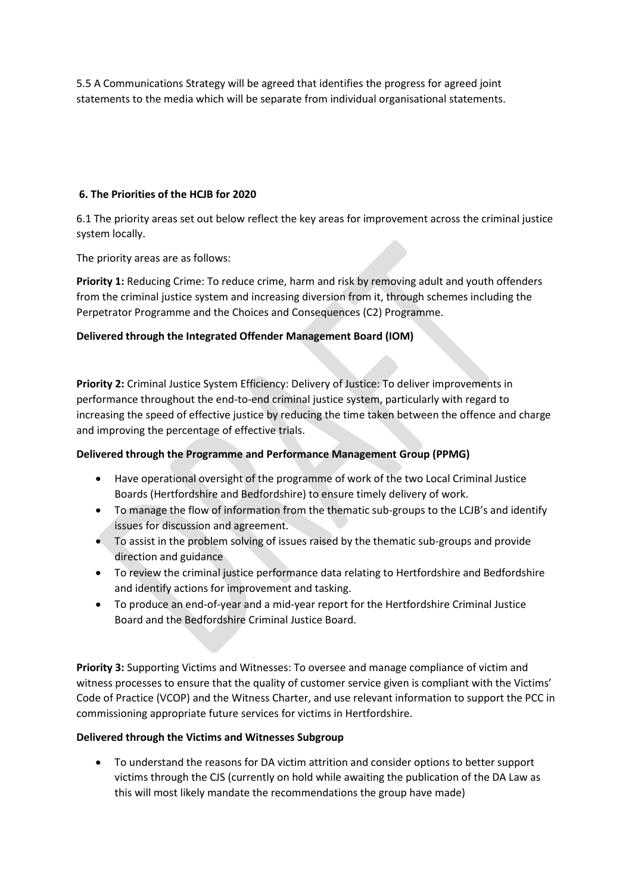5.5 A Communications Strategy will be agreed that identifies the progress for agreed joint statements to the media which will be separate from individual organisational statements.

## 6. The Priorities of the HCJB for 2020

6.1 The priority areas set out below reflect the key areas for improvement across the criminal justice system locally.

The priority areas are as follows:

**Priority 1:** Reducing Crime: To reduce crime, harm and risk by removing adult and youth offenders from the criminal justice system and increasing diversion from it, through schemes including the Perpetrator Programme and the Choices and Consequences (C2) Programme.

**Delivered through the Integrated Offender Management Board (IOM)**

**Priority 2:** Criminal Justice System Efficiency: Delivery of Justice: To deliver improvements in performance throughout the end-to-end criminal justice system, particularly with regard to increasing the speed of effective justice by reducing the time taken between the offence and charge and improving the percentage of effective trials.

**Delivered through the Programme and Performance Management Group (PPMG)**

- Have operational oversight of the programme of work of the two Local Criminal Justice Boards (Hertfordshire and Bedfordshire) to ensure timely delivery of work.
- To manage the flow of information from the thematic sub-groups to the LCJB's and identify issues for discussion and agreement.
- To assist in the problem solving of issues raised by the thematic sub-groups and provide direction and guidance
- To review the criminal justice performance data relating to Hertfordshire and Bedfordshire and identify actions for improvement and tasking.
- To produce an end-of-year and a mid-year report for the Hertfordshire Criminal Justice Board and the Bedfordshire Criminal Justice Board.

**Priority 3:** Supporting Victims and Witnesses: To oversee and manage compliance of victim and witness processes to ensure that the quality of customer service given is compliant with the Victims' Code of Practice (VCOP) and the Witness Charter, and use relevant information to support the PCC in commissioning appropriate future services for victims in Hertfordshire.

**Delivered through the Victims and Witnesses Subgroup**

- To understand the reasons for DA victim attrition and consider options to better support victims through the CJS (currently on hold while awaiting the publication of the DA Law as this will most likely mandate the recommendations the group have made)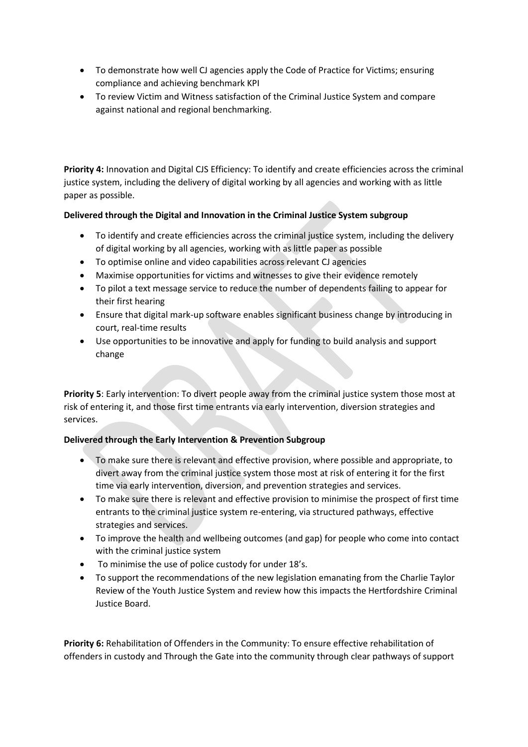- To demonstrate how well CJ agencies apply the Code of Practice for Victims; ensuring compliance and achieving benchmark KPI
- To review Victim and Witness satisfaction of the Criminal Justice System and compare against national and regional benchmarking.

**Priority 4:** Innovation and Digital CJS Efficiency: To identify and create efficiencies across the criminal justice system, including the delivery of digital working by all agencies and working with as little paper as possible.

**Delivered through the Digital and Innovation in the Criminal Justice System subgroup**

- To identify and create efficiencies across the criminal justice system, including the delivery of digital working by all agencies, working with as little paper as possible
- To optimise online and video capabilities across relevant CJ agencies
- Maximise opportunities for victims and witnesses to give their evidence remotely
- To pilot a text message service to reduce the number of dependents failing to appear for their first hearing
- Ensure that digital mark-up software enables significant business change by introducing in court, real-time results
- Use opportunities to be innovative and apply for funding to build analysis and support change

**Priority 5**: Early intervention: To divert people away from the criminal justice system those most at risk of entering it, and those first time entrants via early intervention, diversion strategies and services.

**Delivered through the Early Intervention & Prevention Subgroup**

- To make sure there is relevant and effective provision, where possible and appropriate, to divert away from the criminal justice system those most at risk of entering it for the first time via early intervention, diversion, and prevention strategies and services.
- To make sure there is relevant and effective provision to minimise the prospect of first time entrants to the criminal justice system re-entering, via structured pathways, effective strategies and services.
- To improve the health and wellbeing outcomes (and gap) for people who come into contact with the criminal justice system
- To minimise the use of police custody for under 18's.
- To support the recommendations of the new legislation emanating from the Charlie Taylor Review of the Youth Justice System and review how this impacts the Hertfordshire Criminal Justice Board.

**Priority 6:** Rehabilitation of Offenders in the Community: To ensure effective rehabilitation of offenders in custody and Through the Gate into the community through clear pathways of support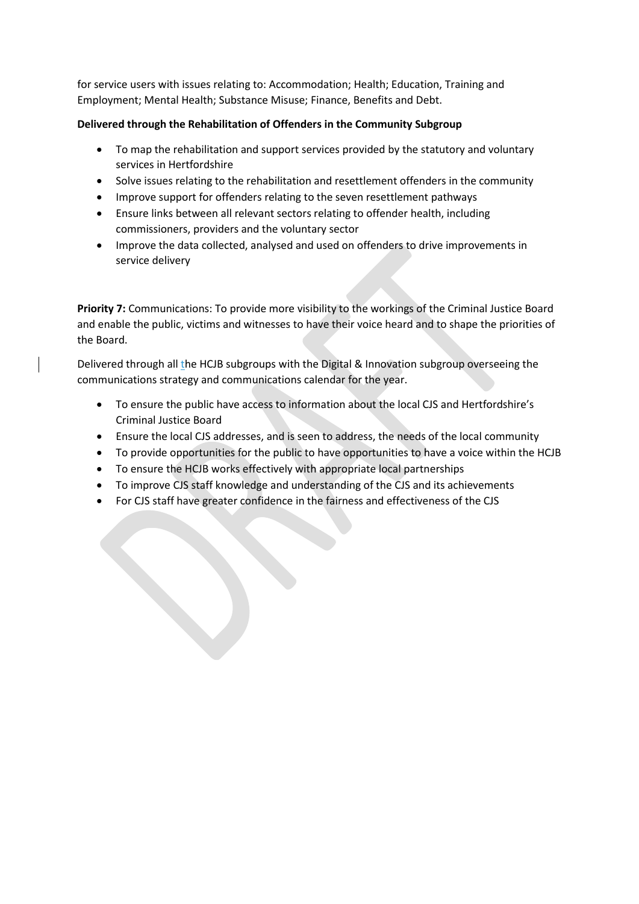for service users with issues relating to: Accommodation; Health; Education, Training and Employment; Mental Health; Substance Misuse; Finance, Benefits and Debt.

**Delivered through the Rehabilitation of Offenders in the Community Subgroup**

- To map the rehabilitation and support services provided by the statutory and voluntary services in Hertfordshire
- Solve issues relating to the rehabilitation and resettlement offenders in the community
- Improve support for offenders relating to the seven resettlement pathways
- Ensure links between all relevant sectors relating to offender health, including commissioners, providers and the voluntary sector
- Improve the data collected, analysed and used on offenders to drive improvements in service delivery

**Priority 7:** Communications: To provide more visibility to the workings of the Criminal Justice Board and enable the public, victims and witnesses to have their voice heard and to shape the priorities of the Board.

Delivered through all the HCJB subgroups with the Digital & Innovation subgroup overseeing the communications strategy and communications calendar for the year.

- To ensure the public have access to information about the local CJS and Hertfordshire's Criminal Justice Board
- Ensure the local CJS addresses, and is seen to address, the needs of the local community
- To provide opportunities for the public to have opportunities to have a voice within the HCJB
- To ensure the HCJB works effectively with appropriate local partnerships
- To improve CJS staff knowledge and understanding of the CJS and its achievements
- For CJS staff have greater confidence in the fairness and effectiveness of the CJS